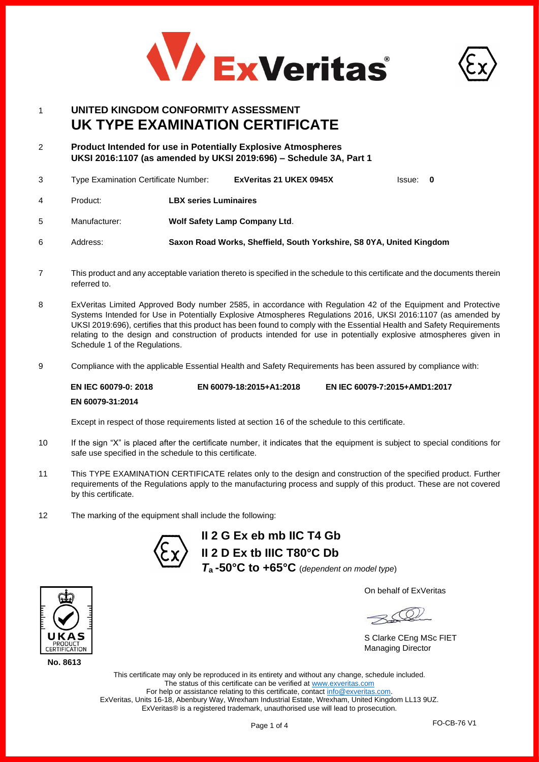# UNITED KINGDOM CONFORMITY ASSESSMENT

# UK TYPE EXAMINATION CERTIFICATE

1 **UNITED KINGDOM CONFORMITY ASSESSMENT — UK TYPE EXAMINATION CERTIFICATE**

2 **Product Intended for use in Potentially Explosive Atmospheres**
**UKSI 2016:1107 (as amended by UKSI 2019:696) – Schedule 3A, Part 1**

3 Type Examination Certificate Number: **ExVeritas 21 UKEX 0945X** Issue: **0**

4 Product: **LBX series Luminaires**

5 Manufacturer: **Wolf Safety Lamp Company Ltd**.

6 Address: **Saxon Road Works, Sheffield, South Yorkshire, S8 0YA, United Kingdom**

7 This product and any acceptable variation thereto is specified in the schedule to this certificate and the documents therein referred to.

8 ExVeritas Limited Approved Body number 2585, in accordance with Regulation 42 of the Equipment and Protective Systems Intended for Use in Potentially Explosive Atmospheres Regulations 2016, UKSI 2016:1107 (as amended by UKSI 2019:696), certifies that this product has been found to comply with the Essential Health and Safety Requirements relating to the design and construction of products intended for use in potentially explosive atmospheres given in Schedule 1 of the Regulations.

9 Compliance with the applicable Essential Health and Safety Requirements has been assured by compliance with:

**EN IEC 60079-0: 2018** **EN 60079-18:2015+A1:2018** **EN IEC 60079-7:2015+AMD1:2017**

**EN 60079-31:2014**

Except in respect of those requirements listed at section 16 of the schedule to this certificate.

10 If the sign "X" is placed after the certificate number, it indicates that the equipment is subject to special conditions for safe use specified in the schedule to this certificate.

11 This TYPE EXAMINATION CERTIFICATE relates only to the design and construction of the specified product. Further requirements of the Regulations apply to the manufacturing process and supply of this product. These are not covered by this certificate.

12 The marking of the equipment shall include the following:

**II 2 G Ex eb mb IIC T4 Gb**
**II 2 D Ex tb IIIC T80°C Db**
**$T_a$ -50°C to +65°C** (*dependent on model type*)

On behalf of ExVeritas

S Clarke CEng MSc FIET
Managing Director

UKAS PRODUCT CERTIFICATION
**No. 8613**

This certificate may only be reproduced in its entirety and without any change, schedule included.
The status of this certificate can be verified at www.exveritas.com
For help or assistance relating to this certificate, contact info@exveritas.com.
ExVeritas, Units 16-18, Abenbury Way, Wrexham Industrial Estate, Wrexham, United Kingdom LL13 9UZ.
ExVeritas® is a registered trademark, unauthorised use will lead to prosecution.

FO-CB-76 V1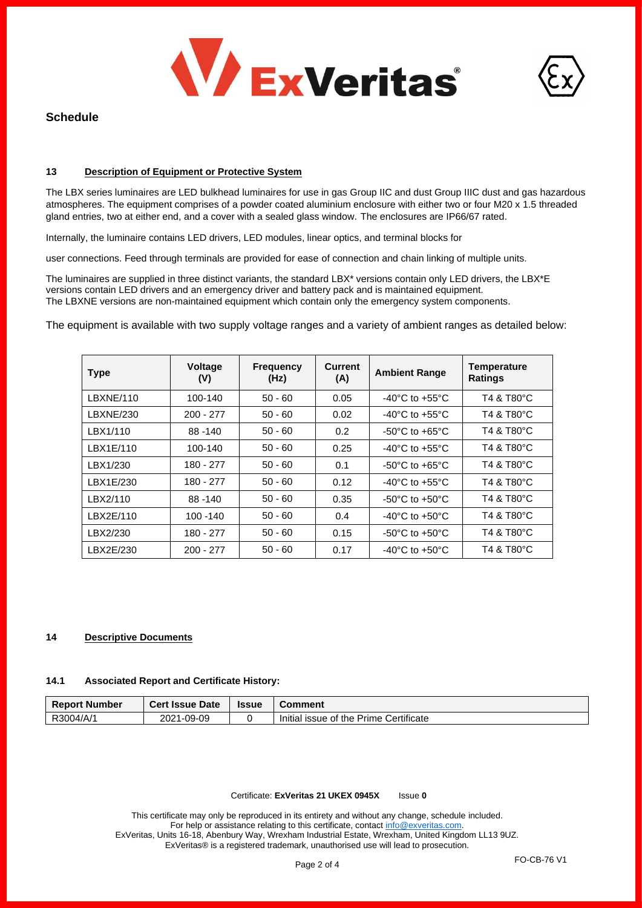## Schedule

### 13 Description of Equipment or Protective System

The LBX series luminaires are LED bulkhead luminaires for use in gas Group IIC and dust Group IIIC dust and gas hazardous atmospheres. The equipment comprises of a powder coated aluminium enclosure with either two or four M20 x 1.5 threaded gland entries, two at either end, and a cover with a sealed glass window. The enclosures are IP66/67 rated.

Internally, the luminaire contains LED drivers, LED modules, linear optics, and terminal blocks for

user connections. Feed through terminals are provided for ease of connection and chain linking of multiple units.

The luminaires are supplied in three distinct variants, the standard LBX* versions contain only LED drivers, the LBX*E versions contain LED drivers and an emergency driver and battery pack and is maintained equipment.
The LBXNE versions are non-maintained equipment which contain only the emergency system components.

The equipment is available with two supply voltage ranges and a variety of ambient ranges as detailed below:

| Type | Voltage (V) | Frequency (Hz) | Current (A) | Ambient Range | Temperature Ratings |
|---|---|---|---|---|---|
| LBXNE/110 | 100-140 | 50 - 60 | 0.05 | -40°C to +55°C | T4 & T80°C |
| LBXNE/230 | 200 - 277 | 50 - 60 | 0.02 | -40°C to +55°C | T4 & T80°C |
| LBX1/110 | 88 -140 | 50 - 60 | 0.2 | -50°C to +65°C | T4 & T80°C |
| LBX1E/110 | 100-140 | 50 - 60 | 0.25 | -40°C to +55°C | T4 & T80°C |
| LBX1/230 | 180 - 277 | 50 - 60 | 0.1 | -50°C to +65°C | T4 & T80°C |
| LBX1E/230 | 180 - 277 | 50 - 60 | 0.12 | -40°C to +55°C | T4 & T80°C |
| LBX2/110 | 88 -140 | 50 - 60 | 0.35 | -50°C to +50°C | T4 & T80°C |
| LBX2E/110 | 100 -140 | 50 - 60 | 0.4 | -40°C to +50°C | T4 & T80°C |
| LBX2/230 | 180 - 277 | 50 - 60 | 0.15 | -50°C to +50°C | T4 & T80°C |
| LBX2E/230 | 200 - 277 | 50 - 60 | 0.17 | -40°C to +50°C | T4 & T80°C |

### 14 Descriptive Documents

#### 14.1 Associated Report and Certificate History:

| Report Number | Cert Issue Date | Issue | Comment |
|---|---|---|---|
| R3004/A/1 | 2021-09-09 | 0 | Initial issue of the Prime Certificate |

Certificate: **ExVeritas 21 UKEX 0945X** Issue **0**

This certificate may only be reproduced in its entirety and without any change, schedule included.
For help or assistance relating to this certificate, contact info@exveritas.com.
ExVeritas, Units 16-18, Abenbury Way, Wrexham Industrial Estate, Wrexham, United Kingdom LL13 9UZ.
ExVeritas® is a registered trademark, unauthorised use will lead to prosecution.

FO-CB-76 V1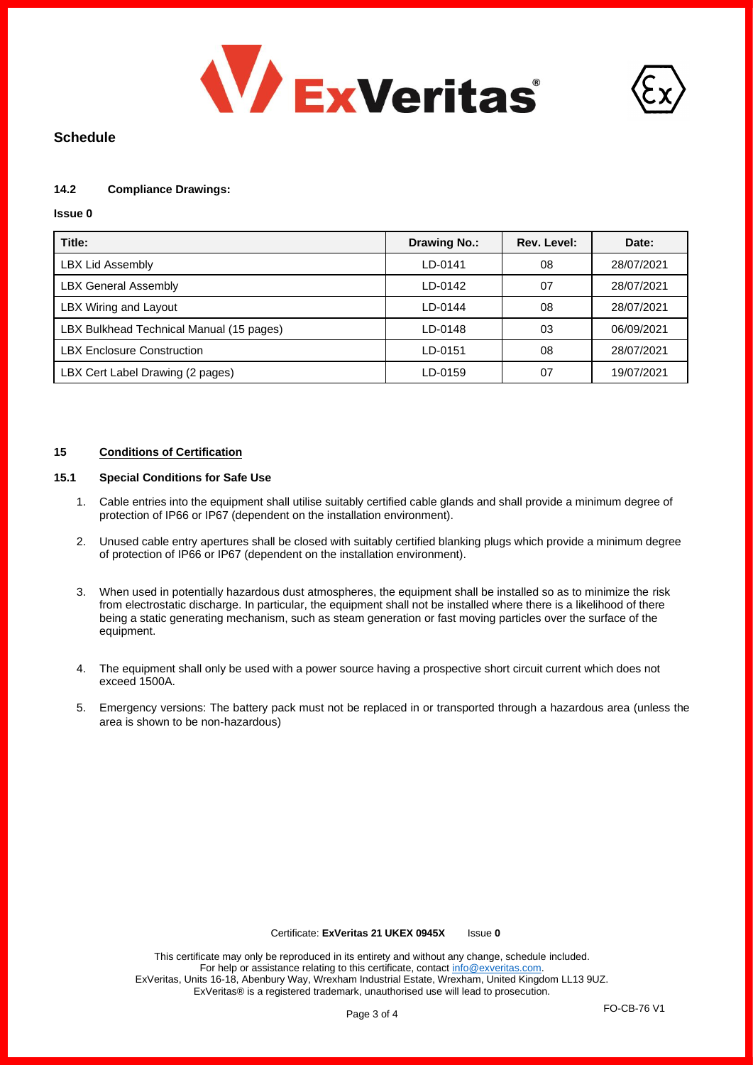## Schedule

### 14.2 Compliance Drawings:

**Issue 0**

| Title: | Drawing No.: | Rev. Level: | Date: |
|---|---|---|---|
| LBX Lid Assembly | LD-0141 | 08 | 28/07/2021 |
| LBX General Assembly | LD-0142 | 07 | 28/07/2021 |
| LBX Wiring and Layout | LD-0144 | 08 | 28/07/2021 |
| LBX Bulkhead Technical Manual (15 pages) | LD-0148 | 03 | 06/09/2021 |
| LBX Enclosure Construction | LD-0151 | 08 | 28/07/2021 |
| LBX Cert Label Drawing (2 pages) | LD-0159 | 07 | 19/07/2021 |

## 15 Conditions of Certification

### 15.1 Special Conditions for Safe Use

1. Cable entries into the equipment shall utilise suitably certified cable glands and shall provide a minimum degree of protection of IP66 or IP67 (dependent on the installation environment).
2. Unused cable entry apertures shall be closed with suitably certified blanking plugs which provide a minimum degree of protection of IP66 or IP67 (dependent on the installation environment).
3. When used in potentially hazardous dust atmospheres, the equipment shall be installed so as to minimize the risk from electrostatic discharge. In particular, the equipment shall not be installed where there is a likelihood of there being a static generating mechanism, such as steam generation or fast moving particles over the surface of the equipment.
4. The equipment shall only be used with a power source having a prospective short circuit current which does not exceed 1500A.
5. Emergency versions: The battery pack must not be replaced in or transported through a hazardous area (unless the area is shown to be non-hazardous)

Certificate: **ExVeritas 21 UKEX 0945X** Issue **0**

This certificate may only be reproduced in its entirety and without any change, schedule included.
For help or assistance relating to this certificate, contact info@exveritas.com.
ExVeritas, Units 16-18, Abenbury Way, Wrexham Industrial Estate, Wrexham, United Kingdom LL13 9UZ.
ExVeritas® is a registered trademark, unauthorised use will lead to prosecution.

FO-CB-76 V1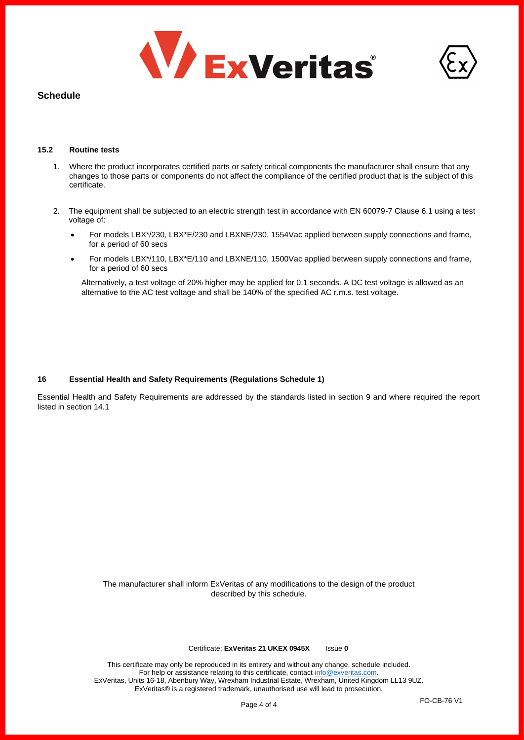## Schedule

### 15.2 Routine tests

1. Where the product incorporates certified parts or safety critical components the manufacturer shall ensure that any changes to those parts or components do not affect the compliance of the certified product that is the subject of this certificate.

2. The equipment shall be subjected to an electric strength test in accordance with EN 60079-7 Clause 6.1 using a test voltage of:

   - For models LBX*/230, LBX*E/230 and LBXNE/230, 1554Vac applied between supply connections and frame, for a period of 60 secs
   - For models LBX*/110, LBX*E/110 and LBXNE/110, 1500Vac applied between supply connections and frame, for a period of 60 secs

   Alternatively, a test voltage of 20% higher may be applied for 0.1 seconds. A DC test voltage is allowed as an alternative to the AC test voltage and shall be 140% of the specified AC r.m.s. test voltage.

### 16 Essential Health and Safety Requirements (Regulations Schedule 1)

Essential Health and Safety Requirements are addressed by the standards listed in section 9 and where required the report listed in section 14.1

The manufacturer shall inform ExVeritas of any modifications to the design of the product described by this schedule.

Certificate: **ExVeritas 21 UKEX 0945X** Issue **0**

This certificate may only be reproduced in its entirety and without any change, schedule included.
For help or assistance relating to this certificate, contact info@exveritas.com.
ExVeritas, Units 16-18, Abenbury Way, Wrexham Industrial Estate, Wrexham, United Kingdom LL13 9UZ.
ExVeritas® is a registered trademark, unauthorised use will lead to prosecution.

FO-CB-76 V1